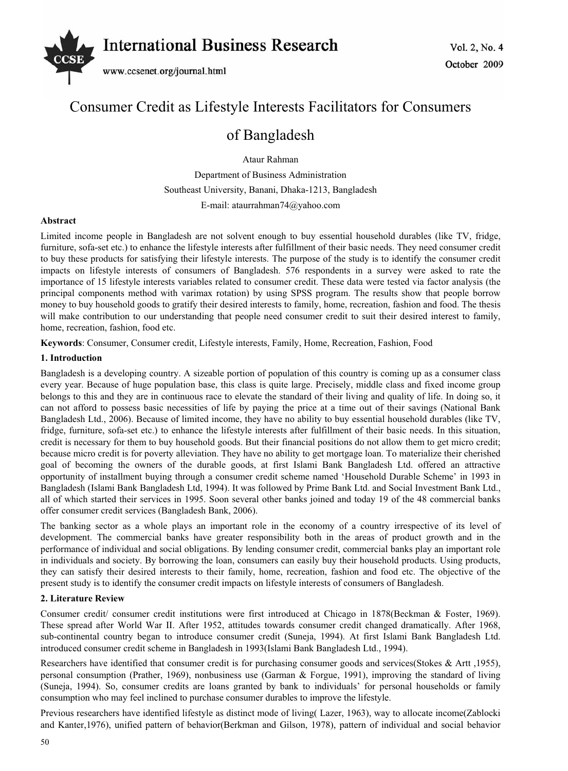# Consumer Credit as Lifestyle Interests Facilitators for Consumers of Bangladesh

Ataur Rahman

Department of Business Administration

Southeast University, Banani, Dhaka-1213, Bangladesh

E-mail: ataurrahman74@yahoo.com

**Abstract**

Limited income people in Bangladesh are not solvent enough to buy essential household durables (like TV, fridge, furniture, sofa-set etc.) to enhance the lifestyle interests after fulfillment of their basic needs. They need consumer credit to buy these products for satisfying their lifestyle interests. The purpose of the study is to identify the consumer credit impacts on lifestyle interests of consumers of Bangladesh. 576 respondents in a survey were asked to rate the importance of 15 lifestyle interests variables related to consumer credit. These data were tested via factor analysis (the principal components method with varimax rotation) by using SPSS program. The results show that people borrow money to buy household goods to gratify their desired interests to family, home, recreation, fashion and food. The thesis will make contribution to our understanding that people need consumer credit to suit their desired interest to family, home, recreation, fashion, food etc.

**Keywords**: Consumer, Consumer credit, Lifestyle interests, Family, Home, Recreation, Fashion, Food

## 1. Introduction

Bangladesh is a developing country. A sizeable portion of population of this country is coming up as a consumer class every year. Because of huge population base, this class is quite large. Precisely, middle class and fixed income group belongs to this and they are in continuous race to elevate the standard of their living and quality of life. In doing so, it can not afford to possess basic necessities of life by paying the price at a time out of their savings (National Bank Bangladesh Ltd., 2006). Because of limited income, they have no ability to buy essential household durables (like TV, fridge, furniture, sofa-set etc.) to enhance the lifestyle interests after fulfillment of their basic needs. In this situation, credit is necessary for them to buy household goods. But their financial positions do not allow them to get micro credit; because micro credit is for poverty alleviation. They have no ability to get mortgage loan. To materialize their cherished goal of becoming the owners of the durable goods, at first Islami Bank Bangladesh Ltd. offered an attractive opportunity of installment buying through a consumer credit scheme named 'Household Durable Scheme' in 1993 in Bangladesh (Islami Bank Bangladesh Ltd, 1994). It was followed by Prime Bank Ltd. and Social Investment Bank Ltd., all of which started their services in 1995. Soon several other banks joined and today 19 of the 48 commercial banks offer consumer credit services (Bangladesh Bank, 2006).

The banking sector as a whole plays an important role in the economy of a country irrespective of its level of development. The commercial banks have greater responsibility both in the areas of product growth and in the performance of individual and social obligations. By lending consumer credit, commercial banks play an important role in individuals and society. By borrowing the loan, consumers can easily buy their household products. Using products, they can satisfy their desired interests to their family, home, recreation, fashion and food etc. The objective of the present study is to identify the consumer credit impacts on lifestyle interests of consumers of Bangladesh.

## 2. Literature Review

Consumer credit/ consumer credit institutions were first introduced at Chicago in 1878(Beckman & Foster, 1969). These spread after World War II. After 1952, attitudes towards consumer credit changed dramatically. After 1968, sub-continental country began to introduce consumer credit (Suneja, 1994). At first Islami Bank Bangladesh Ltd. introduced consumer credit scheme in Bangladesh in 1993(Islami Bank Bangladesh Ltd., 1994).

Researchers have identified that consumer credit is for purchasing consumer goods and services(Stokes & Artt ,1955), personal consumption (Prather, 1969), nonbusiness use (Garman & Forgue, 1991), improving the standard of living (Suneja, 1994). So, consumer credits are loans granted by bank to individuals' for personal households or family consumption who may feel inclined to purchase consumer durables to improve the lifestyle.

Previous researchers have identified lifestyle as distinct mode of living( Lazer, 1963), way to allocate income(Zablocki and Kanter,1976), unified pattern of behavior(Berkman and Gilson, 1978), pattern of individual and social behavior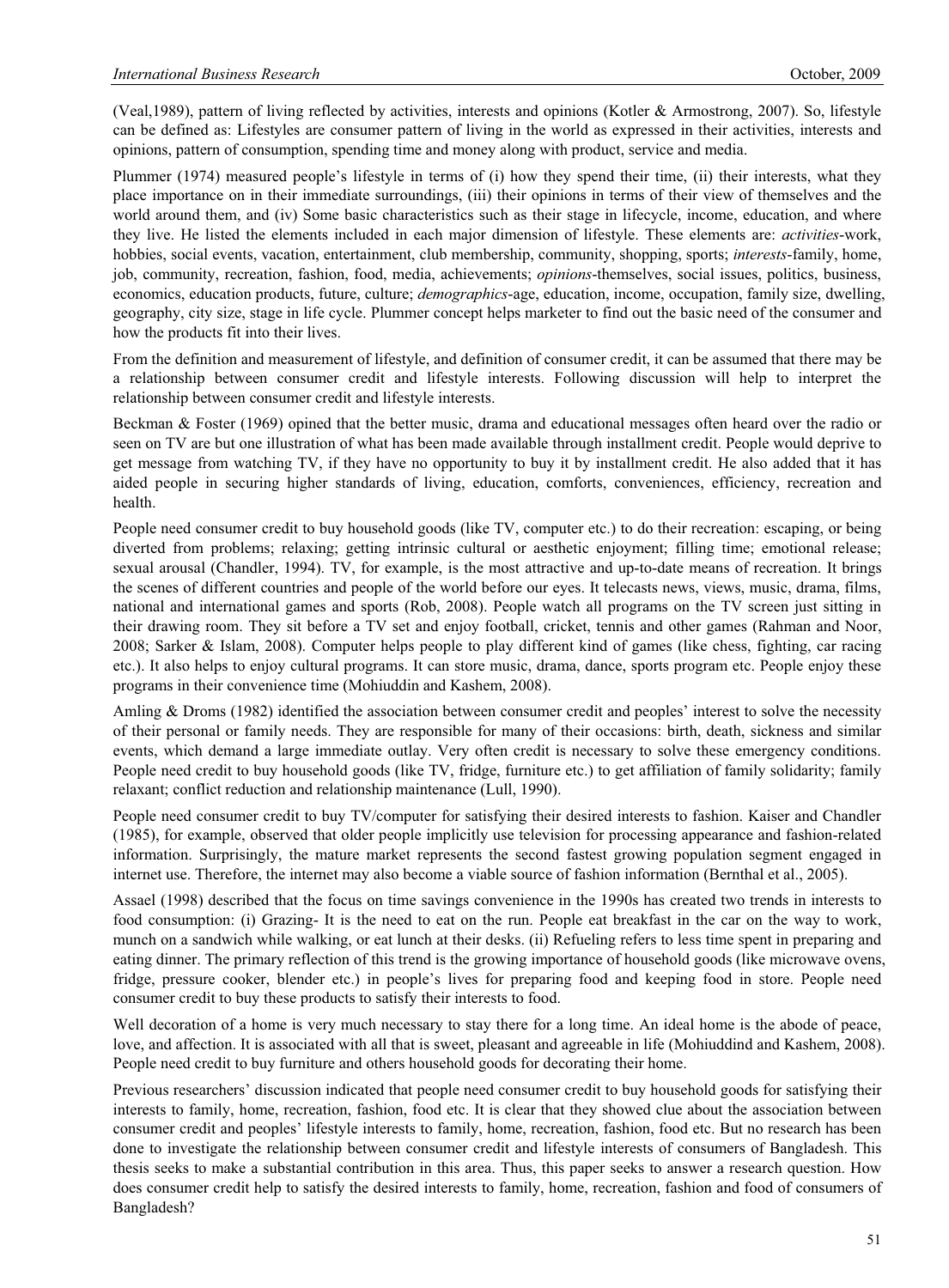(Veal,1989), pattern of living reflected by activities, interests and opinions (Kotler & Armostrong, 2007). So, lifestyle can be defined as: Lifestyles are consumer pattern of living in the world as expressed in their activities, interests and opinions, pattern of consumption, spending time and money along with product, service and media.

Plummer (1974) measured people's lifestyle in terms of (i) how they spend their time, (ii) their interests, what they place importance on in their immediate surroundings, (iii) their opinions in terms of their view of themselves and the world around them, and (iv) Some basic characteristics such as their stage in lifecycle, income, education, and where they live. He listed the elements included in each major dimension of lifestyle. These elements are: *activities*-work, hobbies, social events, vacation, entertainment, club membership, community, shopping, sports; *interests*-family, home, job, community, recreation, fashion, food, media, achievements; *opinions*-themselves, social issues, politics, business, economics, education products, future, culture; *demographics*-age, education, income, occupation, family size, dwelling, geography, city size, stage in life cycle. Plummer concept helps marketer to find out the basic need of the consumer and how the products fit into their lives.

From the definition and measurement of lifestyle, and definition of consumer credit, it can be assumed that there may be a relationship between consumer credit and lifestyle interests. Following discussion will help to interpret the relationship between consumer credit and lifestyle interests.

Beckman & Foster (1969) opined that the better music, drama and educational messages often heard over the radio or seen on TV are but one illustration of what has been made available through installment credit. People would deprive to get message from watching TV, if they have no opportunity to buy it by installment credit. He also added that it has aided people in securing higher standards of living, education, comforts, conveniences, efficiency, recreation and health.

People need consumer credit to buy household goods (like TV, computer etc.) to do their recreation: escaping, or being diverted from problems; relaxing; getting intrinsic cultural or aesthetic enjoyment; filling time; emotional release; sexual arousal (Chandler, 1994). TV, for example, is the most attractive and up-to-date means of recreation. It brings the scenes of different countries and people of the world before our eyes. It telecasts news, views, music, drama, films, national and international games and sports (Rob, 2008). People watch all programs on the TV screen just sitting in their drawing room. They sit before a TV set and enjoy football, cricket, tennis and other games (Rahman and Noor, 2008; Sarker & Islam, 2008). Computer helps people to play different kind of games (like chess, fighting, car racing etc.). It also helps to enjoy cultural programs. It can store music, drama, dance, sports program etc. People enjoy these programs in their convenience time (Mohiuddin and Kashem, 2008).

Amling & Droms (1982) identified the association between consumer credit and peoples' interest to solve the necessity of their personal or family needs. They are responsible for many of their occasions: birth, death, sickness and similar events, which demand a large immediate outlay. Very often credit is necessary to solve these emergency conditions. People need credit to buy household goods (like TV, fridge, furniture etc.) to get affiliation of family solidarity; family relaxant; conflict reduction and relationship maintenance (Lull, 1990).

People need consumer credit to buy TV/computer for satisfying their desired interests to fashion. Kaiser and Chandler (1985), for example, observed that older people implicitly use television for processing appearance and fashion-related information. Surprisingly, the mature market represents the second fastest growing population segment engaged in internet use. Therefore, the internet may also become a viable source of fashion information (Bernthal et al., 2005).

Assael (1998) described that the focus on time savings convenience in the 1990s has created two trends in interests to food consumption: (i) Grazing- It is the need to eat on the run. People eat breakfast in the car on the way to work, munch on a sandwich while walking, or eat lunch at their desks. (ii) Refueling refers to less time spent in preparing and eating dinner. The primary reflection of this trend is the growing importance of household goods (like microwave ovens, fridge, pressure cooker, blender etc.) in people's lives for preparing food and keeping food in store. People need consumer credit to buy these products to satisfy their interests to food.

Well decoration of a home is very much necessary to stay there for a long time. An ideal home is the abode of peace, love, and affection. It is associated with all that is sweet, pleasant and agreeable in life (Mohiuddind and Kashem, 2008). People need credit to buy furniture and others household goods for decorating their home.

Previous researchers' discussion indicated that people need consumer credit to buy household goods for satisfying their interests to family, home, recreation, fashion, food etc. It is clear that they showed clue about the association between consumer credit and peoples' lifestyle interests to family, home, recreation, fashion, food etc. But no research has been done to investigate the relationship between consumer credit and lifestyle interests of consumers of Bangladesh. This thesis seeks to make a substantial contribution in this area. Thus, this paper seeks to answer a research question. How does consumer credit help to satisfy the desired interests to family, home, recreation, fashion and food of consumers of Bangladesh?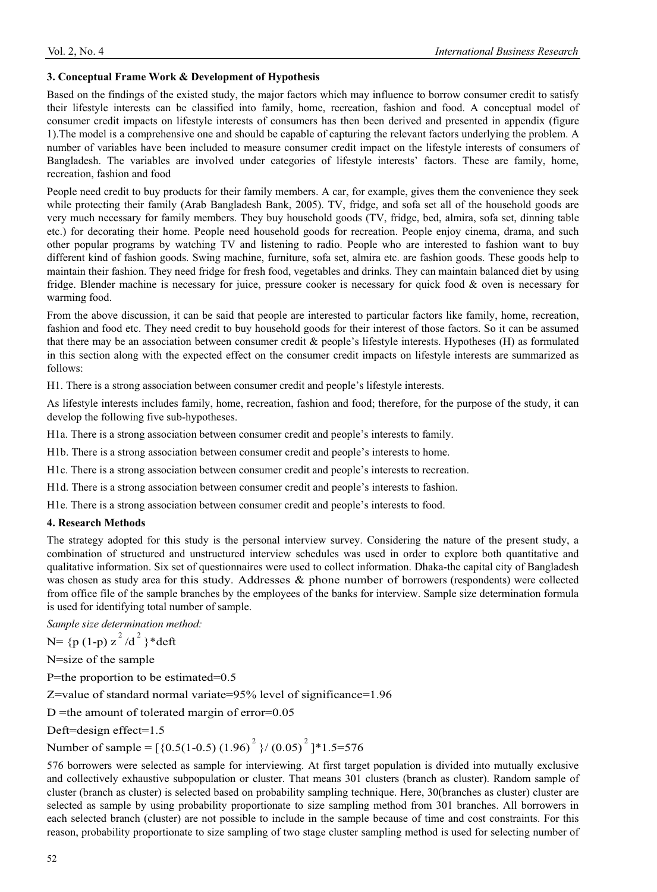### 3. Conceptual Frame Work & Development of Hypothesis

Based on the findings of the existed study, the major factors which may influence to borrow consumer credit to satisfy their lifestyle interests can be classified into family, home, recreation, fashion and food. A conceptual model of consumer credit impacts on lifestyle interests of consumers has then been derived and presented in appendix (figure 1).The model is a comprehensive one and should be capable of capturing the relevant factors underlying the problem. A number of variables have been included to measure consumer credit impact on the lifestyle interests of consumers of Bangladesh. The variables are involved under categories of lifestyle interests' factors. These are family, home, recreation, fashion and food

People need credit to buy products for their family members. A car, for example, gives them the convenience they seek while protecting their family (Arab Bangladesh Bank, 2005). TV, fridge, and sofa set all of the household goods are very much necessary for family members. They buy household goods (TV, fridge, bed, almira, sofa set, dinning table etc.) for decorating their home. People need household goods for recreation. People enjoy cinema, drama, and such other popular programs by watching TV and listening to radio. People who are interested to fashion want to buy different kind of fashion goods. Swing machine, furniture, sofa set, almira etc. are fashion goods. These goods help to maintain their fashion. They need fridge for fresh food, vegetables and drinks. They can maintain balanced diet by using fridge. Blender machine is necessary for juice, pressure cooker is necessary for quick food & oven is necessary for warming food.

From the above discussion, it can be said that people are interested to particular factors like family, home, recreation, fashion and food etc. They need credit to buy household goods for their interest of those factors. So it can be assumed that there may be an association between consumer credit & people's lifestyle interests. Hypotheses (H) as formulated in this section along with the expected effect on the consumer credit impacts on lifestyle interests are summarized as follows:

H1. There is a strong association between consumer credit and people's lifestyle interests.

As lifestyle interests includes family, home, recreation, fashion and food; therefore, for the purpose of the study, it can develop the following five sub-hypotheses.

H1a. There is a strong association between consumer credit and people's interests to family.

H1b. There is a strong association between consumer credit and people's interests to home.

H1c. There is a strong association between consumer credit and people's interests to recreation.

H1d. There is a strong association between consumer credit and people's interests to fashion.

H1e. There is a strong association between consumer credit and people's interests to food.

### 4. Research Methods

The strategy adopted for this study is the personal interview survey. Considering the nature of the present study, a combination of structured and unstructured interview schedules was used in order to explore both quantitative and qualitative information. Six set of questionnaires were used to collect information. Dhaka-the capital city of Bangladesh was chosen as study area for this study. Addresses & phone number of borrowers (respondents) were collected from office file of the sample branches by the employees of the banks for interview. Sample size determination formula is used for identifying total number of sample.

*Sample size determination method:*

$N= \{p\,(1-p)\,z^2/d^2\}*deft$

N=size of the sample

P=the proportion to be estimated=0.5

Z=value of standard normal variate=95% level of significance=1.96

D =the amount of tolerated margin of error=0.05

Deft=design effect=1.5

Number of sample = $[\{0.5(1-0.5)\,(1.96)^2\}/\,(0.05)^2\,]*1.5=576$

576 borrowers were selected as sample for interviewing. At first target population is divided into mutually exclusive and collectively exhaustive subpopulation or cluster. That means 301 clusters (branch as cluster). Random sample of cluster (branch as cluster) is selected based on probability sampling technique. Here, 30(branches as cluster) cluster are selected as sample by using probability proportionate to size sampling method from 301 branches. All borrowers in each selected branch (cluster) are not possible to include in the sample because of time and cost constraints. For this reason, probability proportionate to size sampling of two stage cluster sampling method is used for selecting number of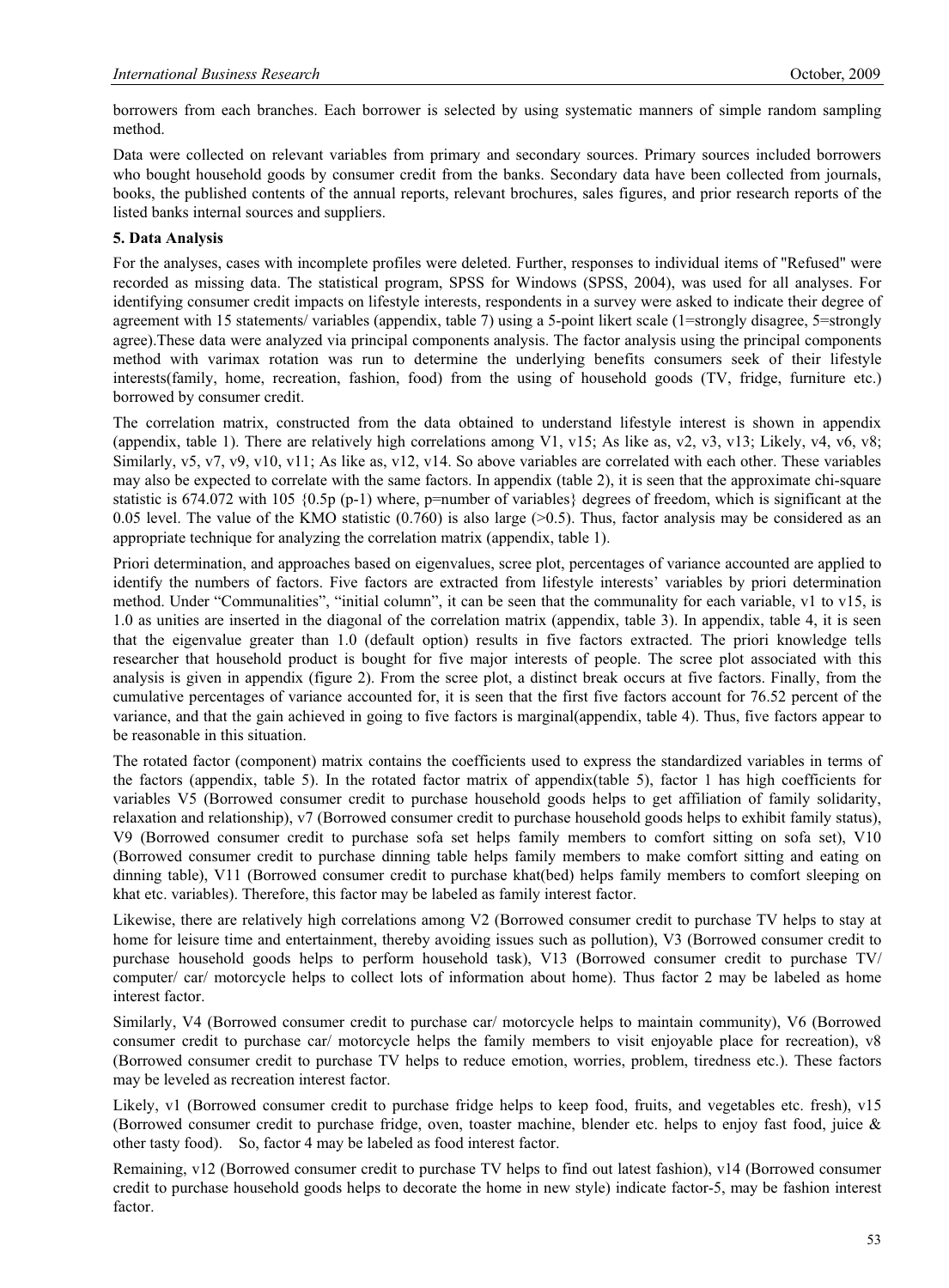borrowers from each branches. Each borrower is selected by using systematic manners of simple random sampling method.

Data were collected on relevant variables from primary and secondary sources. Primary sources included borrowers who bought household goods by consumer credit from the banks. Secondary data have been collected from journals, books, the published contents of the annual reports, relevant brochures, sales figures, and prior research reports of the listed banks internal sources and suppliers.

## 5. Data Analysis

For the analyses, cases with incomplete profiles were deleted. Further, responses to individual items of "Refused" were recorded as missing data. The statistical program, SPSS for Windows (SPSS, 2004), was used for all analyses. For identifying consumer credit impacts on lifestyle interests, respondents in a survey were asked to indicate their degree of agreement with 15 statements/ variables (appendix, table 7) using a 5-point likert scale (1=strongly disagree, 5=strongly agree).These data were analyzed via principal components analysis. The factor analysis using the principal components method with varimax rotation was run to determine the underlying benefits consumers seek of their lifestyle interests(family, home, recreation, fashion, food) from the using of household goods (TV, fridge, furniture etc.) borrowed by consumer credit.

The correlation matrix, constructed from the data obtained to understand lifestyle interest is shown in appendix (appendix, table 1). There are relatively high correlations among V1, v15; As like as, v2, v3, v13; Likely, v4, v6, v8; Similarly, v5, v7, v9, v10, v11; As like as, v12, v14. So above variables are correlated with each other. These variables may also be expected to correlate with the same factors. In appendix (table 2), it is seen that the approximate chi-square statistic is 674.072 with 105 {0.5p (p-1) where, p=number of variables} degrees of freedom, which is significant at the 0.05 level. The value of the KMO statistic (0.760) is also large (>0.5). Thus, factor analysis may be considered as an appropriate technique for analyzing the correlation matrix (appendix, table 1).

Priori determination, and approaches based on eigenvalues, scree plot, percentages of variance accounted are applied to identify the numbers of factors. Five factors are extracted from lifestyle interests' variables by priori determination method. Under "Communalities", "initial column", it can be seen that the communality for each variable, v1 to v15, is 1.0 as unities are inserted in the diagonal of the correlation matrix (appendix, table 3). In appendix, table 4, it is seen that the eigenvalue greater than 1.0 (default option) results in five factors extracted. The priori knowledge tells researcher that household product is bought for five major interests of people. The scree plot associated with this analysis is given in appendix (figure 2). From the scree plot, a distinct break occurs at five factors. Finally, from the cumulative percentages of variance accounted for, it is seen that the first five factors account for 76.52 percent of the variance, and that the gain achieved in going to five factors is marginal(appendix, table 4). Thus, five factors appear to be reasonable in this situation.

The rotated factor (component) matrix contains the coefficients used to express the standardized variables in terms of the factors (appendix, table 5). In the rotated factor matrix of appendix(table 5), factor 1 has high coefficients for variables V5 (Borrowed consumer credit to purchase household goods helps to get affiliation of family solidarity, relaxation and relationship), v7 (Borrowed consumer credit to purchase household goods helps to exhibit family status), V9 (Borrowed consumer credit to purchase sofa set helps family members to comfort sitting on sofa set), V10 (Borrowed consumer credit to purchase dinning table helps family members to make comfort sitting and eating on dinning table), V11 (Borrowed consumer credit to purchase khat(bed) helps family members to comfort sleeping on khat etc. variables). Therefore, this factor may be labeled as family interest factor.

Likewise, there are relatively high correlations among V2 (Borrowed consumer credit to purchase TV helps to stay at home for leisure time and entertainment, thereby avoiding issues such as pollution), V3 (Borrowed consumer credit to purchase household goods helps to perform household task), V13 (Borrowed consumer credit to purchase TV/ computer/ car/ motorcycle helps to collect lots of information about home). Thus factor 2 may be labeled as home interest factor.

Similarly, V4 (Borrowed consumer credit to purchase car/ motorcycle helps to maintain community), V6 (Borrowed consumer credit to purchase car/ motorcycle helps the family members to visit enjoyable place for recreation), v8 (Borrowed consumer credit to purchase TV helps to reduce emotion, worries, problem, tiredness etc.). These factors may be leveled as recreation interest factor.

Likely, v1 (Borrowed consumer credit to purchase fridge helps to keep food, fruits, and vegetables etc. fresh), v15 (Borrowed consumer credit to purchase fridge, oven, toaster machine, blender etc. helps to enjoy fast food, juice & other tasty food). So, factor 4 may be labeled as food interest factor.

Remaining, v12 (Borrowed consumer credit to purchase TV helps to find out latest fashion), v14 (Borrowed consumer credit to purchase household goods helps to decorate the home in new style) indicate factor-5, may be fashion interest factor.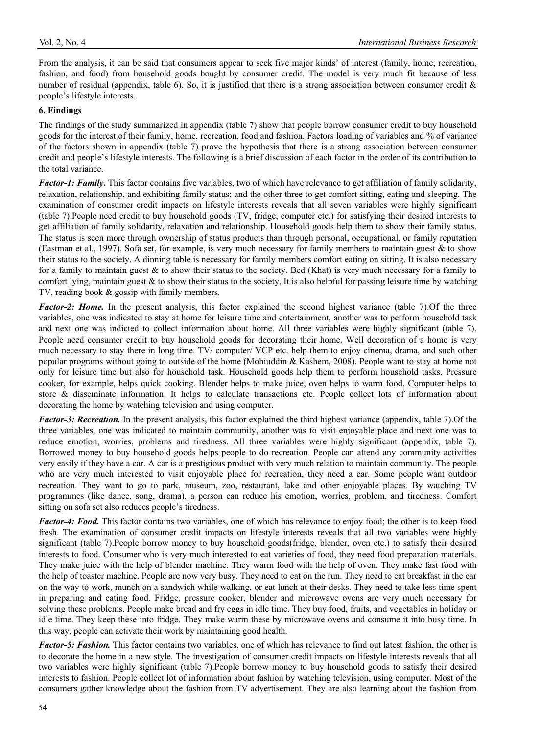From the analysis, it can be said that consumers appear to seek five major kinds' of interest (family, home, recreation, fashion, and food) from household goods bought by consumer credit. The model is very much fit because of less number of residual (appendix, table 6). So, it is justified that there is a strong association between consumer credit & people's lifestyle interests.

## 6. Findings

The findings of the study summarized in appendix (table 7) show that people borrow consumer credit to buy household goods for the interest of their family, home, recreation, food and fashion. Factors loading of variables and % of variance of the factors shown in appendix (table 7) prove the hypothesis that there is a strong association between consumer credit and people's lifestyle interests. The following is a brief discussion of each factor in the order of its contribution to the total variance.

***Factor-1: Family*.** This factor contains five variables, two of which have relevance to get affiliation of family solidarity, relaxation, relationship, and exhibiting family status; and the other three to get comfort sitting, eating and sleeping. The examination of consumer credit impacts on lifestyle interests reveals that all seven variables were highly significant (table 7).People need credit to buy household goods (TV, fridge, computer etc.) for satisfying their desired interests to get affiliation of family solidarity, relaxation and relationship. Household goods help them to show their family status. The status is seen more through ownership of status products than through personal, occupational, or family reputation (Eastman et al., 1997). Sofa set, for example, is very much necessary for family members to maintain guest & to show their status to the society. A dinning table is necessary for family members comfort eating on sitting. It is also necessary for a family to maintain guest & to show their status to the society. Bed (Khat) is very much necessary for a family to comfort lying, maintain guest & to show their status to the society. It is also helpful for passing leisure time by watching TV, reading book & gossip with family members.

***Factor-2: Home.*** In the present analysis, this factor explained the second highest variance (table 7).Of the three variables, one was indicated to stay at home for leisure time and entertainment, another was to perform household task and next one was indicted to collect information about home. All three variables were highly significant (table 7). People need consumer credit to buy household goods for decorating their home. Well decoration of a home is very much necessary to stay there in long time. TV/ computer/ VCP etc. help them to enjoy cinema, drama, and such other popular programs without going to outside of the home (Mohiuddin & Kashem, 2008). People want to stay at home not only for leisure time but also for household task. Household goods help them to perform household tasks. Pressure cooker, for example, helps quick cooking. Blender helps to make juice, oven helps to warm food. Computer helps to store & disseminate information. It helps to calculate transactions etc. People collect lots of information about decorating the home by watching television and using computer.

***Factor-3: Recreation.*** In the present analysis, this factor explained the third highest variance (appendix, table 7).Of the three variables, one was indicated to maintain community, another was to visit enjoyable place and next one was to reduce emotion, worries, problems and tiredness. All three variables were highly significant (appendix, table 7). Borrowed money to buy household goods helps people to do recreation. People can attend any community activities very easily if they have a car. A car is a prestigious product with very much relation to maintain community. The people who are very much interested to visit enjoyable place for recreation, they need a car. Some people want outdoor recreation. They want to go to park, museum, zoo, restaurant, lake and other enjoyable places. By watching TV programmes (like dance, song, drama), a person can reduce his emotion, worries, problem, and tiredness. Comfort sitting on sofa set also reduces people's tiredness.

***Factor-4: Food.*** This factor contains two variables, one of which has relevance to enjoy food; the other is to keep food fresh. The examination of consumer credit impacts on lifestyle interests reveals that all two variables were highly significant (table 7).People borrow money to buy household goods(fridge, blender, oven etc.) to satisfy their desired interests to food. Consumer who is very much interested to eat varieties of food, they need food preparation materials. They make juice with the help of blender machine. They warm food with the help of oven. They make fast food with the help of toaster machine. People are now very busy. They need to eat on the run. They need to eat breakfast in the car on the way to work, munch on a sandwich while walking, or eat lunch at their desks. They need to take less time spent in preparing and eating food. Fridge, pressure cooker, blender and microwave ovens are very much necessary for solving these problems. People make bread and fry eggs in idle time. They buy food, fruits, and vegetables in holiday or idle time. They keep these into fridge. They make warm these by microwave ovens and consume it into busy time. In this way, people can activate their work by maintaining good health.

***Factor-5: Fashion.*** This factor contains two variables, one of which has relevance to find out latest fashion, the other is to decorate the home in a new style. The investigation of consumer credit impacts on lifestyle interests reveals that all two variables were highly significant (table 7).People borrow money to buy household goods to satisfy their desired interests to fashion. People collect lot of information about fashion by watching television, using computer. Most of the consumers gather knowledge about the fashion from TV advertisement. They are also learning about the fashion from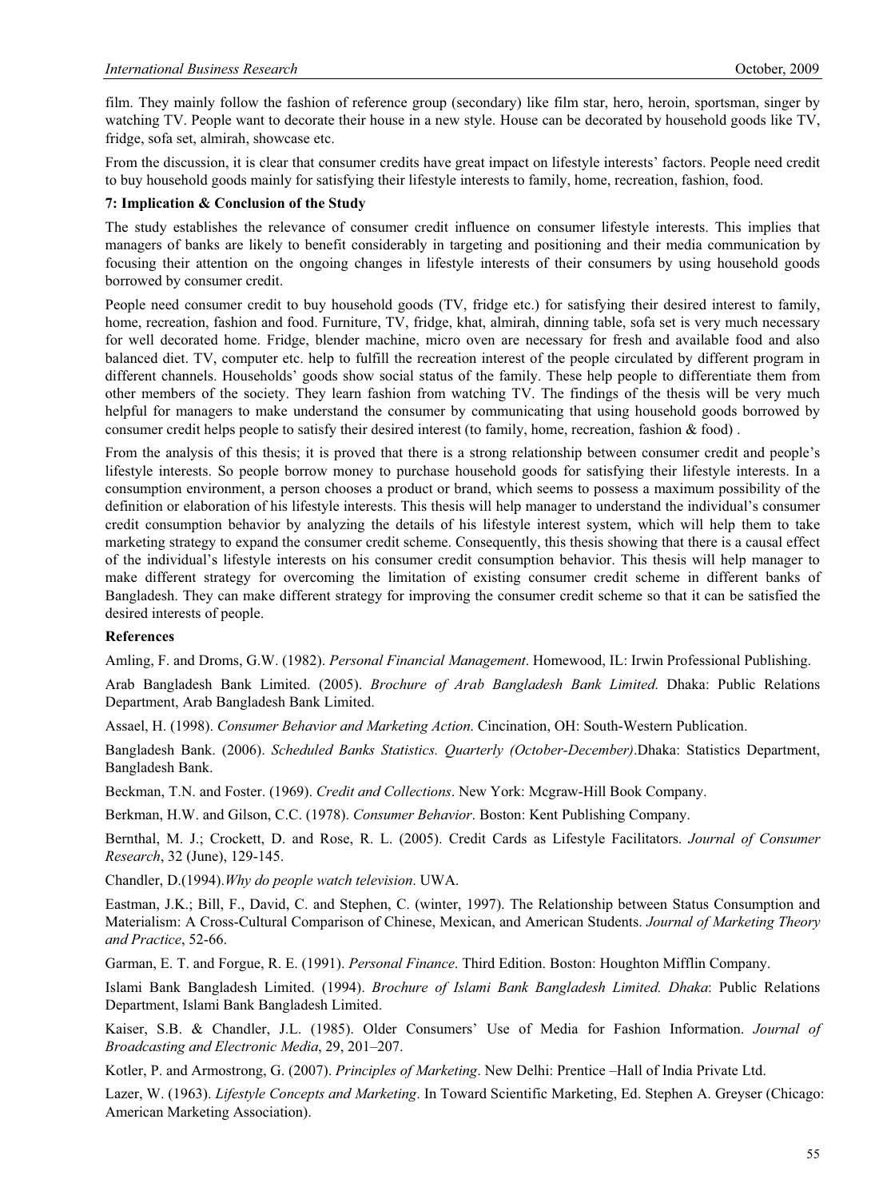film. They mainly follow the fashion of reference group (secondary) like film star, hero, heroin, sportsman, singer by watching TV. People want to decorate their house in a new style. House can be decorated by household goods like TV, fridge, sofa set, almirah, showcase etc.

From the discussion, it is clear that consumer credits have great impact on lifestyle interests' factors. People need credit to buy household goods mainly for satisfying their lifestyle interests to family, home, recreation, fashion, food.

**7: Implication & Conclusion of the Study**

The study establishes the relevance of consumer credit influence on consumer lifestyle interests. This implies that managers of banks are likely to benefit considerably in targeting and positioning and their media communication by focusing their attention on the ongoing changes in lifestyle interests of their consumers by using household goods borrowed by consumer credit.

People need consumer credit to buy household goods (TV, fridge etc.) for satisfying their desired interest to family, home, recreation, fashion and food. Furniture, TV, fridge, khat, almirah, dinning table, sofa set is very much necessary for well decorated home. Fridge, blender machine, micro oven are necessary for fresh and available food and also balanced diet. TV, computer etc. help to fulfill the recreation interest of the people circulated by different program in different channels. Households' goods show social status of the family. These help people to differentiate them from other members of the society. They learn fashion from watching TV. The findings of the thesis will be very much helpful for managers to make understand the consumer by communicating that using household goods borrowed by consumer credit helps people to satisfy their desired interest (to family, home, recreation, fashion & food) .

From the analysis of this thesis; it is proved that there is a strong relationship between consumer credit and people's lifestyle interests. So people borrow money to purchase household goods for satisfying their lifestyle interests. In a consumption environment, a person chooses a product or brand, which seems to possess a maximum possibility of the definition or elaboration of his lifestyle interests. This thesis will help manager to understand the individual's consumer credit consumption behavior by analyzing the details of his lifestyle interest system, which will help them to take marketing strategy to expand the consumer credit scheme. Consequently, this thesis showing that there is a causal effect of the individual's lifestyle interests on his consumer credit consumption behavior. This thesis will help manager to make different strategy for overcoming the limitation of existing consumer credit scheme in different banks of Bangladesh. They can make different strategy for improving the consumer credit scheme so that it can be satisfied the desired interests of people.

**References**

Amling, F. and Droms, G.W. (1982). *Personal Financial Management*. Homewood, IL: Irwin Professional Publishing.

Arab Bangladesh Bank Limited. (2005). *Brochure of Arab Bangladesh Bank Limited*. Dhaka: Public Relations Department, Arab Bangladesh Bank Limited.

Assael, H. (1998). *Consumer Behavior and Marketing Action*. Cincination, OH: South-Western Publication.

Bangladesh Bank. (2006). *Scheduled Banks Statistics. Quarterly (October-December)*.Dhaka: Statistics Department, Bangladesh Bank.

Beckman, T.N. and Foster. (1969). *Credit and Collections*. New York: Mcgraw-Hill Book Company.

Berkman, H.W. and Gilson, C.C. (1978). *Consumer Behavior*. Boston: Kent Publishing Company.

Bernthal, M. J.; Crockett, D. and Rose, R. L. (2005). Credit Cards as Lifestyle Facilitators. *Journal of Consumer Research*, 32 (June), 129-145.

Chandler, D.(1994).*Why do people watch television*. UWA.

Eastman, J.K.; Bill, F., David, C. and Stephen, C. (winter, 1997). The Relationship between Status Consumption and Materialism: A Cross-Cultural Comparison of Chinese, Mexican, and American Students. *Journal of Marketing Theory and Practice*, 52-66.

Garman, E. T. and Forgue, R. E. (1991). *Personal Finance*. Third Edition. Boston: Houghton Mifflin Company.

Islami Bank Bangladesh Limited. (1994). *Brochure of Islami Bank Bangladesh Limited. Dhaka*: Public Relations Department, Islami Bank Bangladesh Limited.

Kaiser, S.B. & Chandler, J.L. (1985). Older Consumers' Use of Media for Fashion Information. *Journal of Broadcasting and Electronic Media*, 29, 201–207.

Kotler, P. and Armostrong, G. (2007). *Principles of Marketing*. New Delhi: Prentice –Hall of India Private Ltd.

Lazer, W. (1963). *Lifestyle Concepts and Marketing*. In Toward Scientific Marketing, Ed. Stephen A. Greyser (Chicago: American Marketing Association).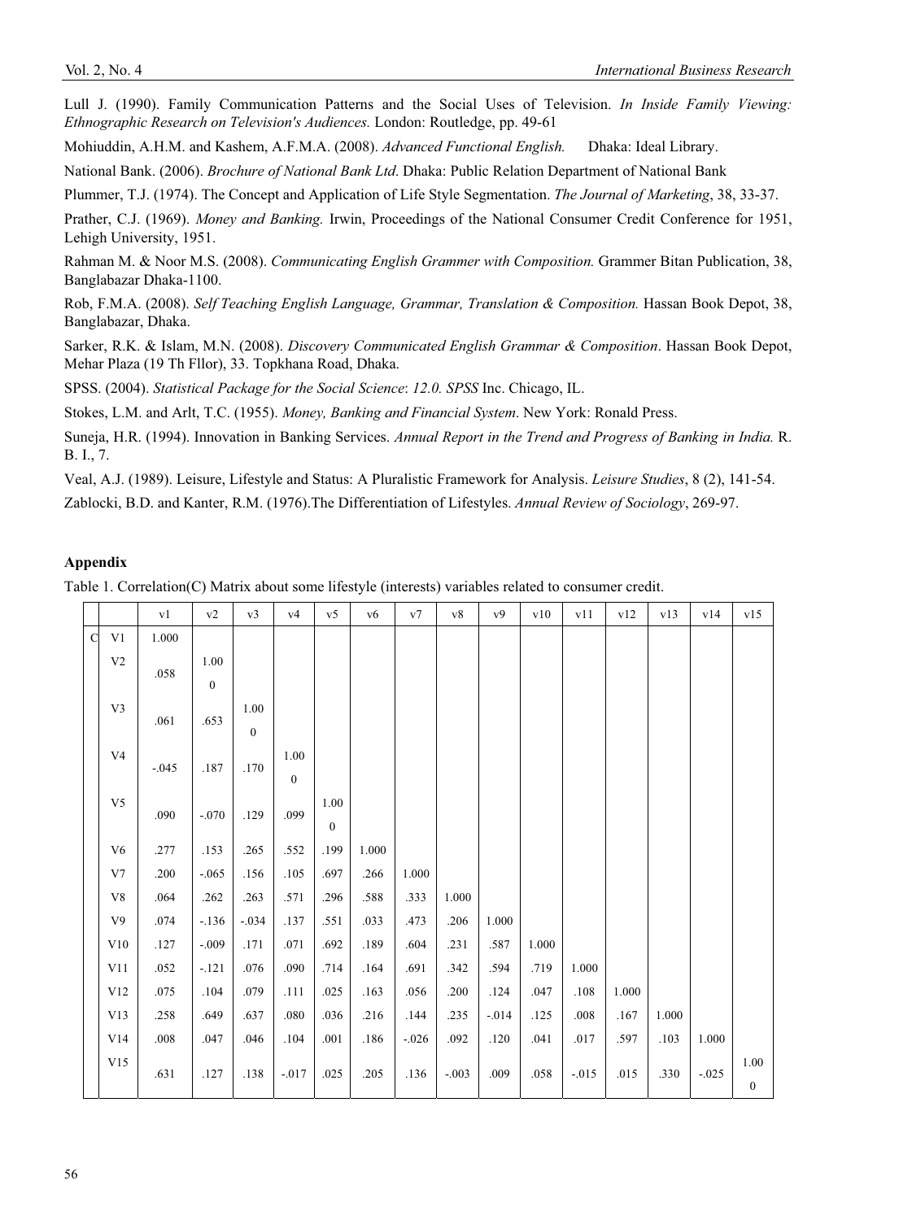Lull J. (1990). Family Communication Patterns and the Social Uses of Television. *In Inside Family Viewing: Ethnographic Research on Television's Audiences.* London: Routledge, pp. 49-61

Mohiuddin, A.H.M. and Kashem, A.F.M.A. (2008). *Advanced Functional English.* Dhaka: Ideal Library.

National Bank. (2006). *Brochure of National Bank Ltd*. Dhaka: Public Relation Department of National Bank

Plummer, T.J. (1974). The Concept and Application of Life Style Segmentation. *The Journal of Marketing*, 38, 33-37.

Prather, C.J. (1969). *Money and Banking.* Irwin, Proceedings of the National Consumer Credit Conference for 1951, Lehigh University, 1951.

Rahman M. & Noor M.S. (2008). *Communicating English Grammer with Composition.* Grammer Bitan Publication, 38, Banglabazar Dhaka-1100.

Rob, F.M.A. (2008). *Self Teaching English Language, Grammar, Translation & Composition.* Hassan Book Depot, 38, Banglabazar, Dhaka.

Sarker, R.K. & Islam, M.N. (2008). *Discovery Communicated English Grammar & Composition*. Hassan Book Depot, Mehar Plaza (19 Th Fllor), 33. Topkhana Road, Dhaka.

SPSS. (2004). *Statistical Package for the Social Science*: *12.0. SPSS* Inc. Chicago, IL.

Stokes, L.M. and Arlt, T.C. (1955). *Money, Banking and Financial System*. New York: Ronald Press.

Suneja, H.R. (1994). Innovation in Banking Services. *Annual Report in the Trend and Progress of Banking in India.* R. B. I., 7.

Veal, A.J. (1989). Leisure, Lifestyle and Status: A Pluralistic Framework for Analysis. *Leisure Studies*, 8 (2), 141-54.

Zablocki, B.D. and Kanter, R.M. (1976).The Differentiation of Lifestyles. *Annual Review of Sociology*, 269-97.

## Appendix

Table 1. Correlation(C) Matrix about some lifestyle (interests) variables related to consumer credit.

| | | v1 | v2 | v3 | v4 | v5 | v6 | v7 | v8 | v9 | v10 | v11 | v12 | v13 | v14 | v15 |
|---|---|---|---|---|---|---|---|---|---|---|---|---|---|---|---|---|
| C | V1 | 1.000 | | | | | | | | | | | | | | |
| | V2 | .058 | 1.000 | | | | | | | | | | | | | |
| | V3 | .061 | .653 | 1.000 | | | | | | | | | | | | |
| | V4 | -.045 | .187 | .170 | 1.000 | | | | | | | | | | | |
| | V5 | .090 | -.070 | .129 | .099 | 1.000 | | | | | | | | | | |
| | V6 | .277 | .153 | .265 | .552 | .199 | 1.000 | | | | | | | | | |
| | V7 | .200 | -.065 | .156 | .105 | .697 | .266 | 1.000 | | | | | | | | |
| | V8 | .064 | .262 | .263 | .571 | .296 | .588 | .333 | 1.000 | | | | | | | |
| | V9 | .074 | -.136 | -.034 | .137 | .551 | .033 | .473 | .206 | 1.000 | | | | | | |
| | V10 | .127 | -.009 | .171 | .071 | .692 | .189 | .604 | .231 | .587 | 1.000 | | | | | |
| | V11 | .052 | -.121 | .076 | .090 | .714 | .164 | .691 | .342 | .594 | .719 | 1.000 | | | | |
| | V12 | .075 | .104 | .079 | .111 | .025 | .163 | .056 | .200 | .124 | .047 | .108 | 1.000 | | | |
| | V13 | .258 | .649 | .637 | .080 | .036 | .216 | .144 | .235 | -.014 | .125 | .008 | .167 | 1.000 | | |
| | V14 | .008 | .047 | .046 | .104 | .001 | .186 | -.026 | .092 | .120 | .041 | .017 | .597 | .103 | 1.000 | |
| | V15 | .631 | .127 | .138 | -.017 | .025 | .205 | .136 | -.003 | .009 | .058 | -.015 | .015 | .330 | -.025 | 1.000 |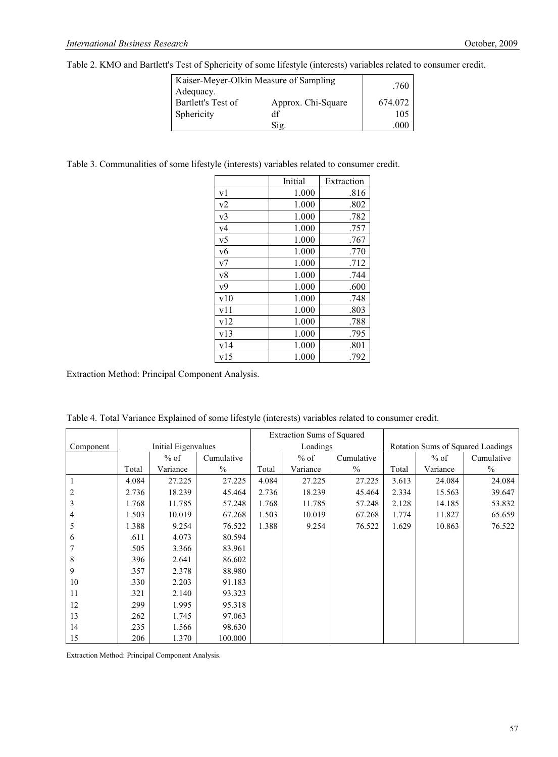Table 2. KMO and Bartlett's Test of Sphericity of some lifestyle (interests) variables related to consumer credit.

| Kaiser-Meyer-Olkin Measure of Sampling Adequacy. | | .760 |
|---|---|---|
| Bartlett's Test of Sphericity | Approx. Chi-Square | 674.072 |
| | df | 105 |
| | Sig. | .000 |

Table 3. Communalities of some lifestyle (interests) variables related to consumer credit.

| | Initial | Extraction |
|---|---|---|
| v1 | 1.000 | .816 |
| v2 | 1.000 | .802 |
| v3 | 1.000 | .782 |
| v4 | 1.000 | .757 |
| v5 | 1.000 | .767 |
| v6 | 1.000 | .770 |
| v7 | 1.000 | .712 |
| v8 | 1.000 | .744 |
| v9 | 1.000 | .600 |
| v10 | 1.000 | .748 |
| v11 | 1.000 | .803 |
| v12 | 1.000 | .788 |
| v13 | 1.000 | .795 |
| v14 | 1.000 | .801 |
| v15 | 1.000 | .792 |

Extraction Method: Principal Component Analysis.

Table 4. Total Variance Explained of some lifestyle (interests) variables related to consumer credit.

| Component | Initial Eigenvalues | | | Extraction Sums of Squared Loadings | | | Rotation Sums of Squared Loadings | | |
|---|---|---|---|---|---|---|---|---|---|
| | Total | % of Variance | Cumulative % | Total | % of Variance | Cumulative % | Total | % of Variance | Cumulative % |
| 1 | 4.084 | 27.225 | 27.225 | 4.084 | 27.225 | 27.225 | 3.613 | 24.084 | 24.084 |
| 2 | 2.736 | 18.239 | 45.464 | 2.736 | 18.239 | 45.464 | 2.334 | 15.563 | 39.647 |
| 3 | 1.768 | 11.785 | 57.248 | 1.768 | 11.785 | 57.248 | 2.128 | 14.185 | 53.832 |
| 4 | 1.503 | 10.019 | 67.268 | 1.503 | 10.019 | 67.268 | 1.774 | 11.827 | 65.659 |
| 5 | 1.388 | 9.254 | 76.522 | 1.388 | 9.254 | 76.522 | 1.629 | 10.863 | 76.522 |
| 6 | .611 | 4.073 | 80.594 | | | | | | |
| 7 | .505 | 3.366 | 83.961 | | | | | | |
| 8 | .396 | 2.641 | 86.602 | | | | | | |
| 9 | .357 | 2.378 | 88.980 | | | | | | |
| 10 | .330 | 2.203 | 91.183 | | | | | | |
| 11 | .321 | 2.140 | 93.323 | | | | | | |
| 12 | .299 | 1.995 | 95.318 | | | | | | |
| 13 | .262 | 1.745 | 97.063 | | | | | | |
| 14 | .235 | 1.566 | 98.630 | | | | | | |
| 15 | .206 | 1.370 | 100.000 | | | | | | |

Extraction Method: Principal Component Analysis.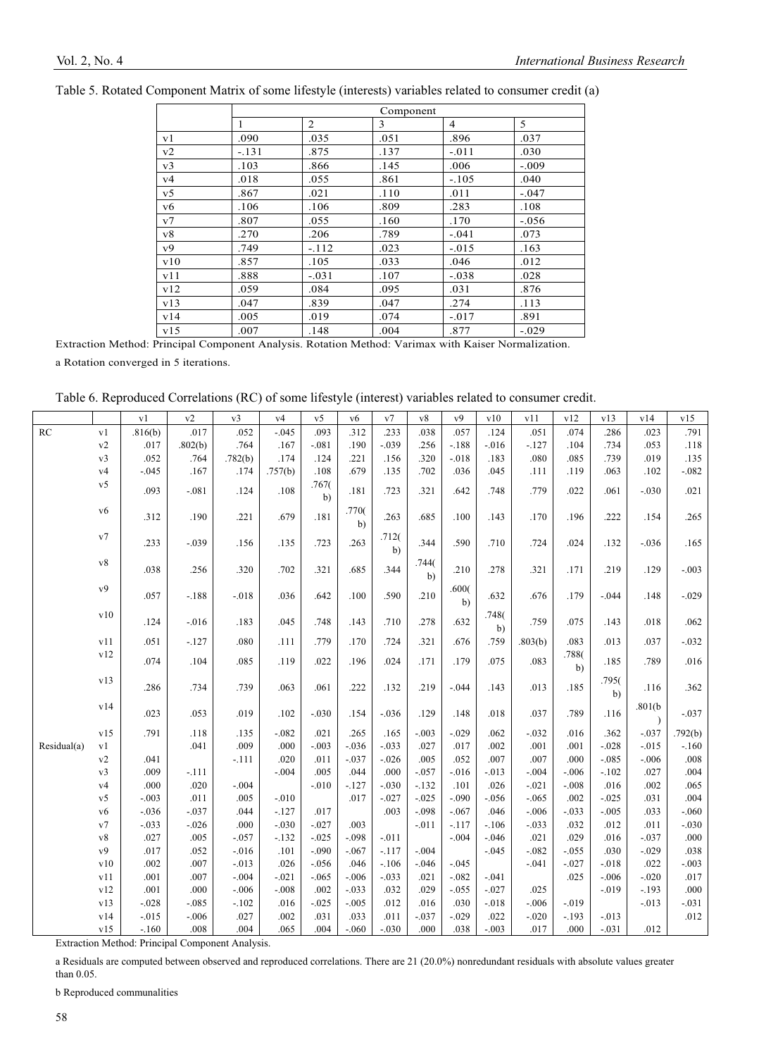Table 5. Rotated Component Matrix of some lifestyle (interests) variables related to consumer credit (a)

| | Component | | | | |
|---|---|---|---|---|---|
| | 1 | 2 | 3 | 4 | 5 |
| v1 | .090 | .035 | .051 | .896 | .037 |
| v2 | -.131 | .875 | .137 | -.011 | .030 |
| v3 | .103 | .866 | .145 | .006 | -.009 |
| v4 | .018 | .055 | .861 | -.105 | .040 |
| v5 | .867 | .021 | .110 | .011 | -.047 |
| v6 | .106 | .106 | .809 | .283 | .108 |
| v7 | .807 | .055 | .160 | .170 | -.056 |
| v8 | .270 | .206 | .789 | -.041 | .073 |
| v9 | .749 | -.112 | .023 | -.015 | .163 |
| v10 | .857 | .105 | .033 | .046 | .012 |
| v11 | .888 | -.031 | .107 | -.038 | .028 |
| v12 | .059 | .084 | .095 | .031 | .876 |
| v13 | .047 | .839 | .047 | .274 | .113 |
| v14 | .005 | .019 | .074 | -.017 | .891 |
| v15 | .007 | .148 | .004 | .877 | -.029 |

Extraction Method: Principal Component Analysis. Rotation Method: Varimax with Kaiser Normalization.

a Rotation converged in 5 iterations.

Table 6. Reproduced Correlations (RC) of some lifestyle (interest) variables related to consumer credit.

| | | v1 | v2 | v3 | v4 | v5 | v6 | v7 | v8 | v9 | v10 | v11 | v12 | v13 | v14 | v15 |
|---|---|---|---|---|---|---|---|---|---|---|---|---|---|---|---|---|
| RC | v1 | .816(b) | .017 | .052 | -.045 | .093 | .312 | .233 | .038 | .057 | .124 | .051 | .074 | .286 | .023 | .791 |
| | v2 | .017 | .802(b) | .764 | .167 | -.081 | .190 | -.039 | .256 | -.188 | -.016 | -.127 | .104 | .734 | .053 | .118 |
| | v3 | .052 | .764 | .782(b) | .174 | .124 | .221 | .156 | .320 | -.018 | .183 | .080 | .085 | .739 | .019 | .135 |
| | v4 | -.045 | .167 | .174 | .757(b) | .108 | .679 | .135 | .702 | .036 | .045 | .111 | .119 | .063 | .102 | -.082 |
| | v5 | .093 | -.081 | .124 | .108 | .767(b) | .181 | .723 | .321 | .642 | .748 | .779 | .022 | .061 | -.030 | .021 |
| | v6 | .312 | .190 | .221 | .679 | .181 | .770(b) | .263 | .685 | .100 | .143 | .170 | .196 | .222 | .154 | .265 |
| | v7 | .233 | -.039 | .156 | .135 | .723 | .263 | .712(b) | .344 | .590 | .710 | .724 | .024 | .132 | -.036 | .165 |
| | v8 | .038 | .256 | .320 | .702 | .321 | .685 | .344 | .744(b) | .210 | .278 | .321 | .171 | .219 | .129 | -.003 |
| | v9 | .057 | -.188 | -.018 | .036 | .642 | .100 | .590 | .210 | .600(b) | .632 | .676 | .179 | -.044 | .148 | -.029 |
| | v10 | .124 | -.016 | .183 | .045 | .748 | .143 | .710 | .278 | .632 | .748(b) | .759 | .075 | .143 | .018 | .062 |
| | v11 | .051 | -.127 | .080 | .111 | .779 | .170 | .724 | .321 | .676 | .759 | .803(b) | .083 | .013 | .037 | -.032 |
| | v12 | .074 | .104 | .085 | .119 | .022 | .196 | .024 | .171 | .179 | .075 | .083 | .788(b) | .185 | .789 | .016 |
| | v13 | .286 | .734 | .739 | .063 | .061 | .222 | .132 | .219 | -.044 | .143 | .013 | .185 | .795(b) | .116 | .362 |
| | v14 | .023 | .053 | .019 | .102 | -.030 | .154 | -.036 | .129 | .148 | .018 | .037 | .789 | .116 | .801(b) | -.037 |
| | v15 | .791 | .118 | .135 | -.082 | .021 | .265 | .165 | -.003 | -.029 | .062 | -.032 | .016 | .362 | -.037 | .792(b) |
| Residual(a) | v1 | | .041 | .009 | .000 | -.003 | -.036 | -.033 | .027 | .017 | .002 | .001 | .001 | -.028 | -.015 | -.160 |
| | v2 | .041 | | -.111 | .020 | .011 | -.037 | -.026 | .005 | .052 | .007 | .007 | .000 | -.085 | -.006 | .008 |
| | v3 | .009 | -.111 | | -.004 | .005 | .044 | .000 | -.057 | -.016 | -.013 | -.004 | -.006 | -.102 | .027 | .004 |
| | v4 | .000 | .020 | -.004 | | -.010 | -.127 | -.030 | -.132 | .101 | .026 | -.021 | -.008 | .016 | .002 | .065 |
| | v5 | -.003 | .011 | .005 | -.010 | | .017 | -.027 | -.025 | -.090 | -.056 | -.065 | .002 | -.025 | .031 | .004 |
| | v6 | -.036 | -.037 | .044 | -.127 | .017 | | .003 | -.098 | -.067 | .046 | -.006 | -.033 | -.005 | .033 | -.060 |
| | v7 | -.033 | -.026 | .000 | -.030 | -.027 | .003 | | -.011 | -.117 | -.106 | -.033 | .032 | .012 | .011 | -.030 |
| | v8 | .027 | .005 | -.057 | -.132 | -.025 | -.098 | -.011 | | -.004 | -.046 | .021 | .029 | .016 | -.037 | .000 |
| | v9 | .017 | .052 | -.016 | .101 | -.090 | -.067 | -.117 | -.004 | | -.045 | -.082 | -.055 | .030 | -.029 | .038 |
| | v10 | .002 | .007 | -.013 | .026 | -.056 | .046 | -.106 | -.046 | -.045 | | -.041 | -.027 | -.018 | .022 | -.003 |
| | v11 | .001 | .007 | -.004 | -.021 | -.065 | -.006 | -.033 | .021 | -.082 | -.041 | | .025 | -.006 | -.020 | .017 |
| | v12 | .001 | .000 | -.006 | -.008 | .002 | -.033 | .032 | .029 | -.055 | -.027 | .025 | | -.019 | -.193 | .000 |
| | v13 | -.028 | -.085 | -.102 | .016 | -.025 | -.005 | .012 | .016 | .030 | -.018 | -.006 | -.019 | | -.013 | -.031 |
| | v14 | -.015 | -.006 | .027 | .002 | .031 | .033 | .011 | -.037 | -.029 | .022 | -.020 | -.193 | -.013 | | .012 |
| | v15 | -.160 | .008 | .004 | .065 | .004 | -.060 | -.030 | .000 | .038 | -.003 | .017 | .000 | -.031 | .012 | |

Extraction Method: Principal Component Analysis.

a Residuals are computed between observed and reproduced correlations. There are 21 (20.0%) nonredundant residuals with absolute values greater than 0.05.

b Reproduced communalities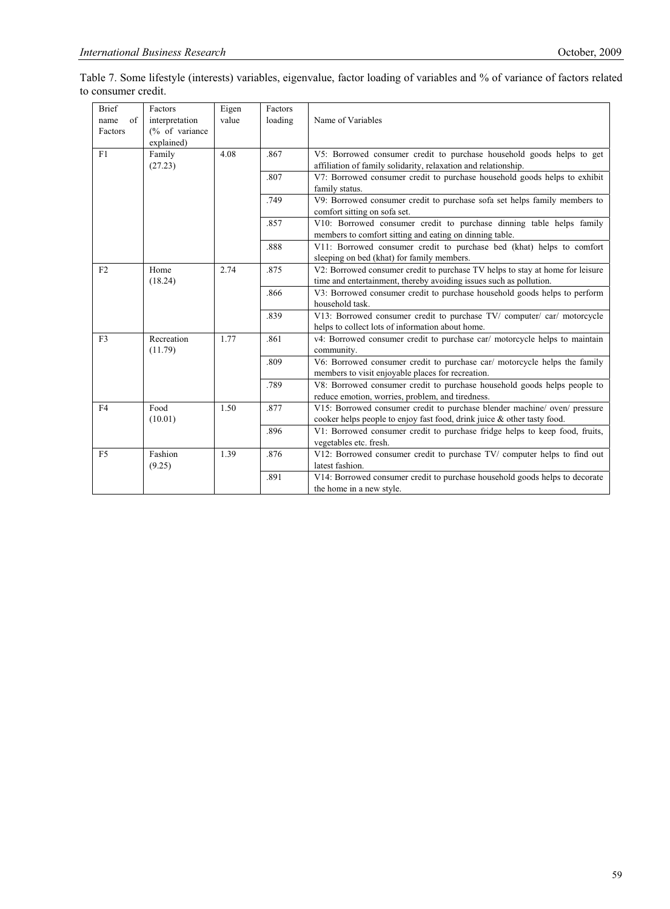Table 7. Some lifestyle (interests) variables, eigenvalue, factor loading of variables and % of variance of factors related to consumer credit.

| Brief name of Factors | Factors interpretation (% of variance explained) | Eigen value | Factors loading | Name of Variables |
|---|---|---|---|---|
| F1 | Family (27.23) | 4.08 | .867 | V5: Borrowed consumer credit to purchase household goods helps to get affiliation of family solidarity, relaxation and relationship. |
| | | | .807 | V7: Borrowed consumer credit to purchase household goods helps to exhibit family status. |
| | | | .749 | V9: Borrowed consumer credit to purchase sofa set helps family members to comfort sitting on sofa set. |
| | | | .857 | V10: Borrowed consumer credit to purchase dinning table helps family members to comfort sitting and eating on dinning table. |
| | | | .888 | V11: Borrowed consumer credit to purchase bed (khat) helps to comfort sleeping on bed (khat) for family members. |
| F2 | Home (18.24) | 2.74 | .875 | V2: Borrowed consumer credit to purchase TV helps to stay at home for leisure time and entertainment, thereby avoiding issues such as pollution. |
| | | | .866 | V3: Borrowed consumer credit to purchase household goods helps to perform household task. |
| | | | .839 | V13: Borrowed consumer credit to purchase TV/ computer/ car/ motorcycle helps to collect lots of information about home. |
| F3 | Recreation (11.79) | 1.77 | .861 | v4: Borrowed consumer credit to purchase car/ motorcycle helps to maintain community. |
| | | | .809 | V6: Borrowed consumer credit to purchase car/ motorcycle helps the family members to visit enjoyable places for recreation. |
| | | | .789 | V8: Borrowed consumer credit to purchase household goods helps people to reduce emotion, worries, problem, and tiredness. |
| F4 | Food (10.01) | 1.50 | .877 | V15: Borrowed consumer credit to purchase blender machine/ oven/ pressure cooker helps people to enjoy fast food, drink juice & other tasty food. |
| | | | .896 | V1: Borrowed consumer credit to purchase fridge helps to keep food, fruits, vegetables etc. fresh. |
| F5 | Fashion (9.25) | 1.39 | .876 | V12: Borrowed consumer credit to purchase TV/ computer helps to find out latest fashion. |
| | | | .891 | V14: Borrowed consumer credit to purchase household goods helps to decorate the home in a new style. |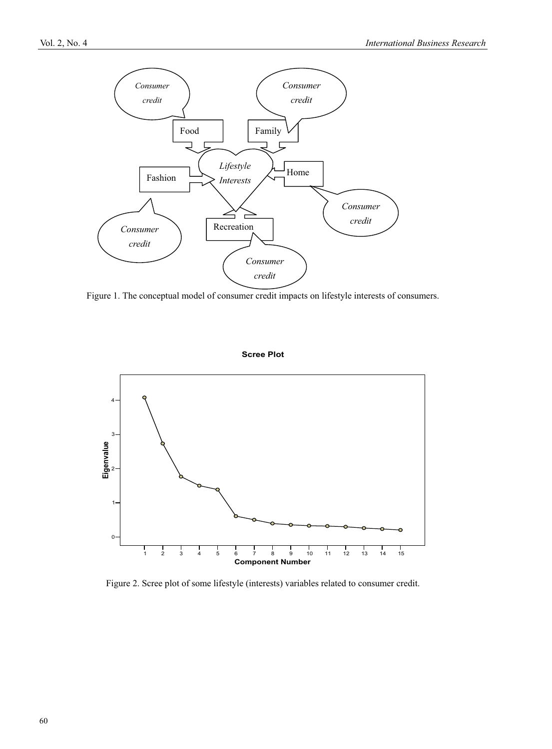Consumer

credit

Consumer

credit

Food

Family

Lifestyle

Interests

Fashion

Home

Consumer

credit

Consumer

credit

Recreation

Consumer

credit

Figure 1. The conceptual model of consumer credit impacts on lifestyle interests of consumers.

Scree Plot

Eigenvalue

4

3

2

1

0

Component Number

1 2 3 4 5 6 7 8 9 10 11 12 13 14 15

Figure 2. Scree plot of some lifestyle (interests) variables related to consumer credit.